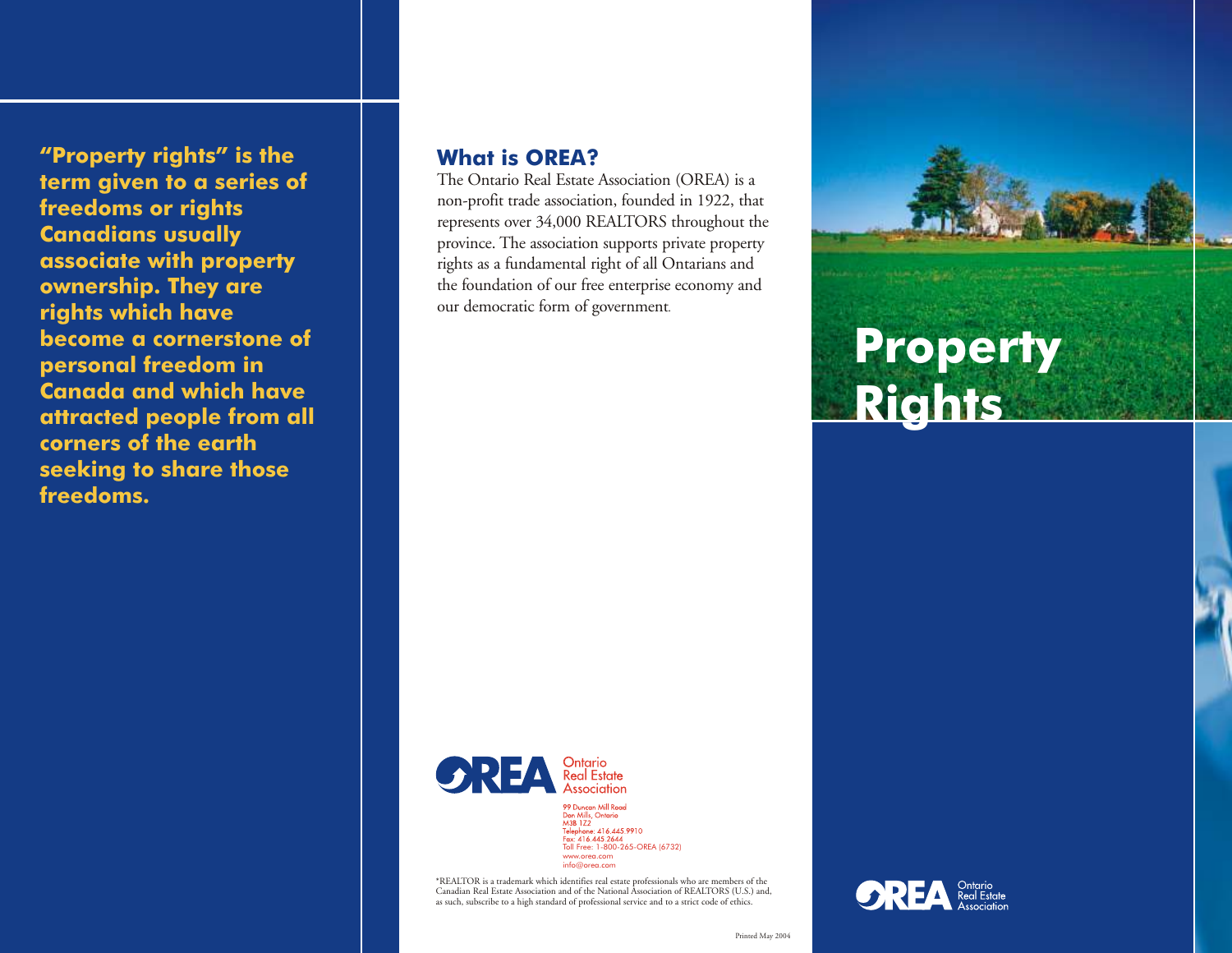**"Property rights" is the term given to a series of freedoms or rights Canadians usually associate with property ownership. They are rights which have become a cornerstone of personal freedom in Canada and which have attracted people from all corners of the earth seeking to share those freedoms.**

## What is OREA?

The Ontario Real Estate Association (OREA) is a non-profit trade association, founded in 1922, that represents over 34,000 REALTORS throughout the province. The association supports private property rights as a fundamental right of all Ontarians and the foundation of our free enterprise economy and our democratic form of government.

OREA Ontario Real Estate Association

99 Duncan Mill Road
Don Mills, Ontario
M3B 1Z2
Telephone: 416.445.9910
Fax: 416.445.2644
Toll Free: 1-800-265-OREA (6732)
www.orea.com
info@orea.com

*REALTOR is a trademark which identifies real estate professionals who are members of the Canadian Real Estate Association and of the National Association of REALTORS (U.S.) and, as such, subscribe to a high standard of professional service and to a strict code of ethics.

Printed May 2004

# Property Rights

OREA Ontario Real Estate Association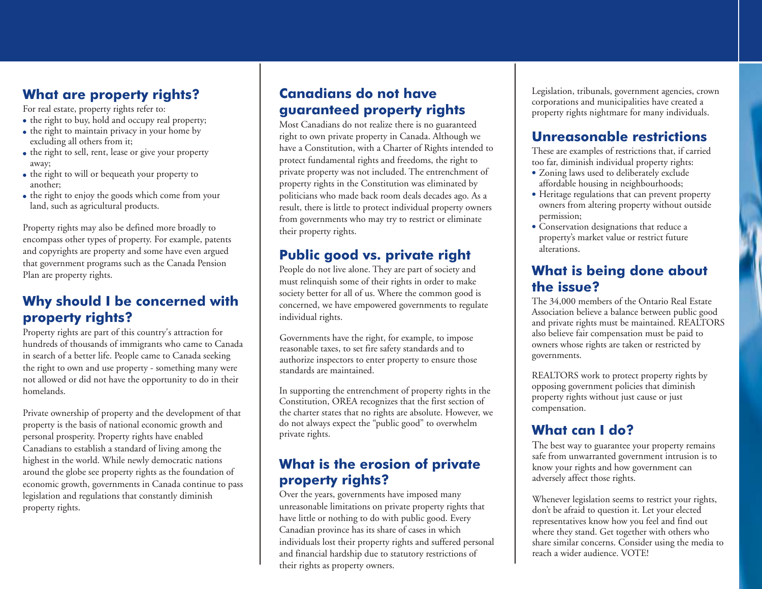## What are property rights?

For real estate, property rights refer to:

- the right to buy, hold and occupy real property;
- the right to maintain privacy in your home by excluding all others from it;
- the right to sell, rent, lease or give your property away;
- the right to will or bequeath your property to another;
- the right to enjoy the goods which come from your land, such as agricultural products.

Property rights may also be defined more broadly to encompass other types of property. For example, patents and copyrights are property and some have even argued that government programs such as the Canada Pension Plan are property rights.

## Why should I be concerned with property rights?

Property rights are part of this country's attraction for hundreds of thousands of immigrants who came to Canada in search of a better life. People came to Canada seeking the right to own and use property - something many were not allowed or did not have the opportunity to do in their homelands.

Private ownership of property and the development of that property is the basis of national economic growth and personal prosperity. Property rights have enabled Canadians to establish a standard of living among the highest in the world. While newly democratic nations around the globe see property rights as the foundation of economic growth, governments in Canada continue to pass legislation and regulations that constantly diminish property rights.

## Canadians do not have guaranteed property rights

Most Canadians do not realize there is no guaranteed right to own private property in Canada. Although we have a Constitution, with a Charter of Rights intended to protect fundamental rights and freedoms, the right to private property was not included. The entrenchment of property rights in the Constitution was eliminated by politicians who made back room deals decades ago. As a result, there is little to protect individual property owners from governments who may try to restrict or eliminate their property rights.

## Public good vs. private right

People do not live alone. They are part of society and must relinquish some of their rights in order to make society better for all of us. Where the common good is concerned, we have empowered governments to regulate individual rights.

Governments have the right, for example, to impose reasonable taxes, to set fire safety standards and to authorize inspectors to enter property to ensure those standards are maintained.

In supporting the entrenchment of property rights in the Constitution, OREA recognizes that the first section of the charter states that no rights are absolute. However, we do not always expect the "public good" to overwhelm private rights.

## What is the erosion of private property rights?

Over the years, governments have imposed many unreasonable limitations on private property rights that have little or nothing to do with public good. Every Canadian province has its share of cases in which individuals lost their property rights and suffered personal and financial hardship due to statutory restrictions of their rights as property owners.

Legislation, tribunals, government agencies, crown corporations and municipalities have created a property rights nightmare for many individuals.

## Unreasonable restrictions

These are examples of restrictions that, if carried too far, diminish individual property rights:

- Zoning laws used to deliberately exclude affordable housing in neighbourhoods;
- Heritage regulations that can prevent property owners from altering property without outside permission;
- Conservation designations that reduce a property's market value or restrict future alterations.

## What is being done about the issue?

The 34,000 members of the Ontario Real Estate Association believe a balance between public good and private rights must be maintained. REALTORS also believe fair compensation must be paid to owners whose rights are taken or restricted by governments.

REALTORS work to protect property rights by opposing government policies that diminish property rights without just cause or just compensation.

## What can I do?

The best way to guarantee your property remains safe from unwarranted government intrusion is to know your rights and how government can adversely affect those rights.

Whenever legislation seems to restrict your rights, don't be afraid to question it. Let your elected representatives know how you feel and find out where they stand. Get together with others who share similar concerns. Consider using the media to reach a wider audience. VOTE!